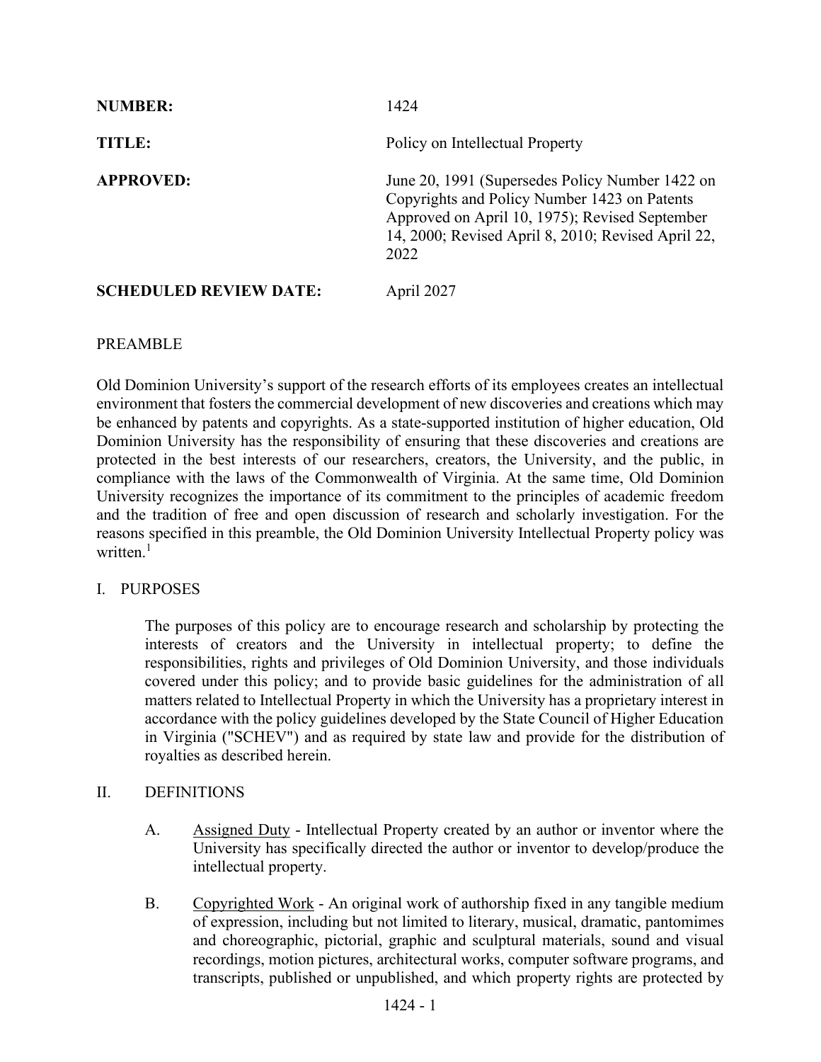**NUMBER:** 1424

**TITLE:** Policy on Intellectual Property

**APPROVED:** June 20, 1991 (Supersedes Policy Number 1422 on Copyrights and Policy Number 1423 on Patents Approved on April 10, 1975); Revised September 14, 2000; Revised April 8, 2010; Revised April 22, 2022

**SCHEDULED REVIEW DATE:** April 2027

## PREAMBLE

Old Dominion University's support of the research efforts of its employees creates an intellectual environment that fosters the commercial development of new discoveries and creations which may be enhanced by patents and copyrights. As a state-supported institution of higher education, Old Dominion University has the responsibility of ensuring that these discoveries and creations are protected in the best interests of our researchers, creators, the University, and the public, in compliance with the laws of the Commonwealth of Virginia. At the same time, Old Dominion University recognizes the importance of its commitment to the principles of academic freedom and the tradition of free and open discussion of research and scholarly investigation. For the reasons specified in this preamble, the Old Dominion University Intellectual Property policy was written.[1]

## I. PURPOSES

The purposes of this policy are to encourage research and scholarship by protecting the interests of creators and the University in intellectual property; to define the responsibilities, rights and privileges of Old Dominion University, and those individuals covered under this policy; and to provide basic guidelines for the administration of all matters related to Intellectual Property in which the University has a proprietary interest in accordance with the policy guidelines developed by the State Council of Higher Education in Virginia ("SCHEV") and as required by state law and provide for the distribution of royalties as described herein.

## II. DEFINITIONS

A. Assigned Duty - Intellectual Property created by an author or inventor where the University has specifically directed the author or inventor to develop/produce the intellectual property.

B. Copyrighted Work - An original work of authorship fixed in any tangible medium of expression, including but not limited to literary, musical, dramatic, pantomimes and choreographic, pictorial, graphic and sculptural materials, sound and visual recordings, motion pictures, architectural works, computer software programs, and transcripts, published or unpublished, and which property rights are protected by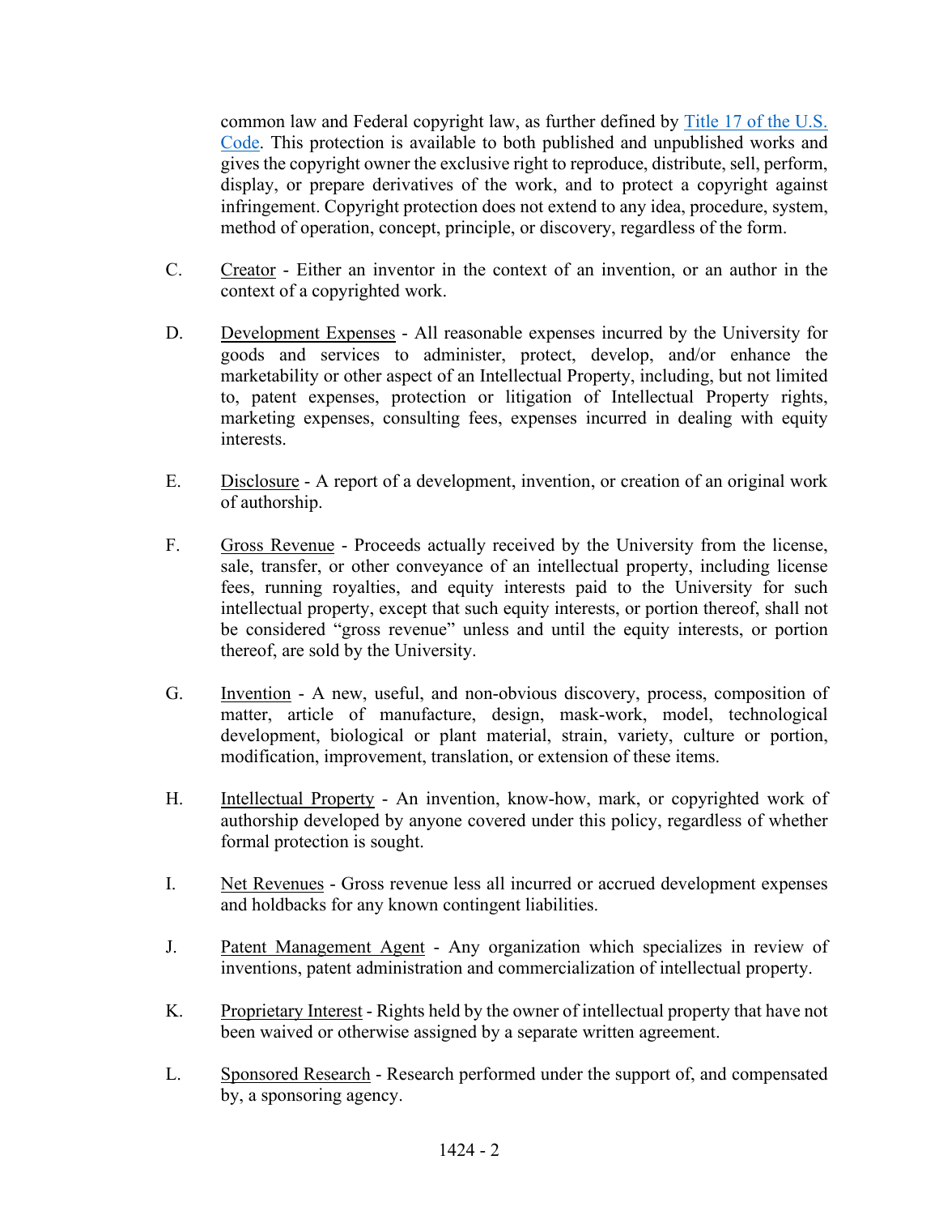common law and Federal copyright law, as further defined by [Title 17 of the U.S. Code](). This protection is available to both published and unpublished works and gives the copyright owner the exclusive right to reproduce, distribute, sell, perform, display, or prepare derivatives of the work, and to protect a copyright against infringement. Copyright protection does not extend to any idea, procedure, system, method of operation, concept, principle, or discovery, regardless of the form.

C. Creator - Either an inventor in the context of an invention, or an author in the context of a copyrighted work.

D. Development Expenses - All reasonable expenses incurred by the University for goods and services to administer, protect, develop, and/or enhance the marketability or other aspect of an Intellectual Property, including, but not limited to, patent expenses, protection or litigation of Intellectual Property rights, marketing expenses, consulting fees, expenses incurred in dealing with equity interests.

E. Disclosure - A report of a development, invention, or creation of an original work of authorship.

F. Gross Revenue - Proceeds actually received by the University from the license, sale, transfer, or other conveyance of an intellectual property, including license fees, running royalties, and equity interests paid to the University for such intellectual property, except that such equity interests, or portion thereof, shall not be considered "gross revenue" unless and until the equity interests, or portion thereof, are sold by the University.

G. Invention - A new, useful, and non-obvious discovery, process, composition of matter, article of manufacture, design, mask-work, model, technological development, biological or plant material, strain, variety, culture or portion, modification, improvement, translation, or extension of these items.

H. Intellectual Property - An invention, know-how, mark, or copyrighted work of authorship developed by anyone covered under this policy, regardless of whether formal protection is sought.

I. Net Revenues - Gross revenue less all incurred or accrued development expenses and holdbacks for any known contingent liabilities.

J. Patent Management Agent - Any organization which specializes in review of inventions, patent administration and commercialization of intellectual property.

K. Proprietary Interest - Rights held by the owner of intellectual property that have not been waived or otherwise assigned by a separate written agreement.

L. Sponsored Research - Research performed under the support of, and compensated by, a sponsoring agency.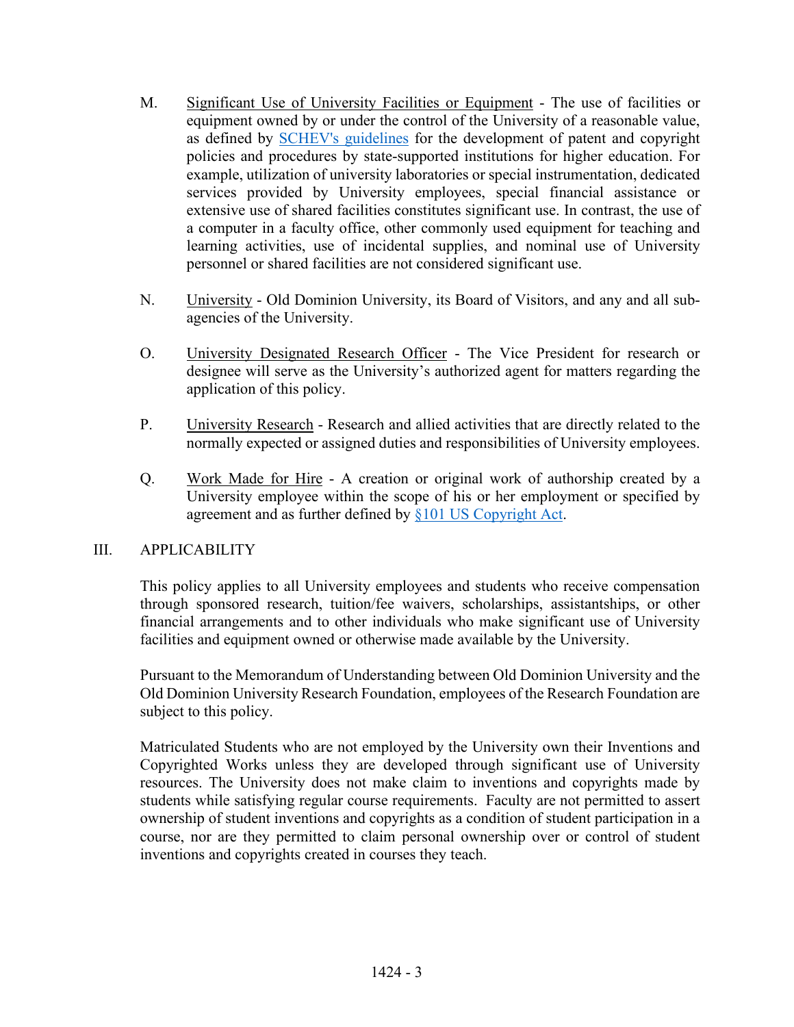M. <u>Significant Use of University Facilities or Equipment</u> - The use of facilities or equipment owned by or under the control of the University of a reasonable value, as defined by SCHEV's guidelines for the development of patent and copyright policies and procedures by state-supported institutions for higher education. For example, utilization of university laboratories or special instrumentation, dedicated services provided by University employees, special financial assistance or extensive use of shared facilities constitutes significant use. In contrast, the use of a computer in a faculty office, other commonly used equipment for teaching and learning activities, use of incidental supplies, and nominal use of University personnel or shared facilities are not considered significant use.

N. <u>University</u> - Old Dominion University, its Board of Visitors, and any and all sub-agencies of the University.

O. <u>University Designated Research Officer</u> - The Vice President for research or designee will serve as the University's authorized agent for matters regarding the application of this policy.

P. <u>University Research</u> - Research and allied activities that are directly related to the normally expected or assigned duties and responsibilities of University employees.

Q. <u>Work Made for Hire</u> - A creation or original work of authorship created by a University employee within the scope of his or her employment or specified by agreement and as further defined by §101 US Copyright Act.

## III. APPLICABILITY

This policy applies to all University employees and students who receive compensation through sponsored research, tuition/fee waivers, scholarships, assistantships, or other financial arrangements and to other individuals who make significant use of University facilities and equipment owned or otherwise made available by the University.

Pursuant to the Memorandum of Understanding between Old Dominion University and the Old Dominion University Research Foundation, employees of the Research Foundation are subject to this policy.

Matriculated Students who are not employed by the University own their Inventions and Copyrighted Works unless they are developed through significant use of University resources. The University does not make claim to inventions and copyrights made by students while satisfying regular course requirements. Faculty are not permitted to assert ownership of student inventions and copyrights as a condition of student participation in a course, nor are they permitted to claim personal ownership over or control of student inventions and copyrights created in courses they teach.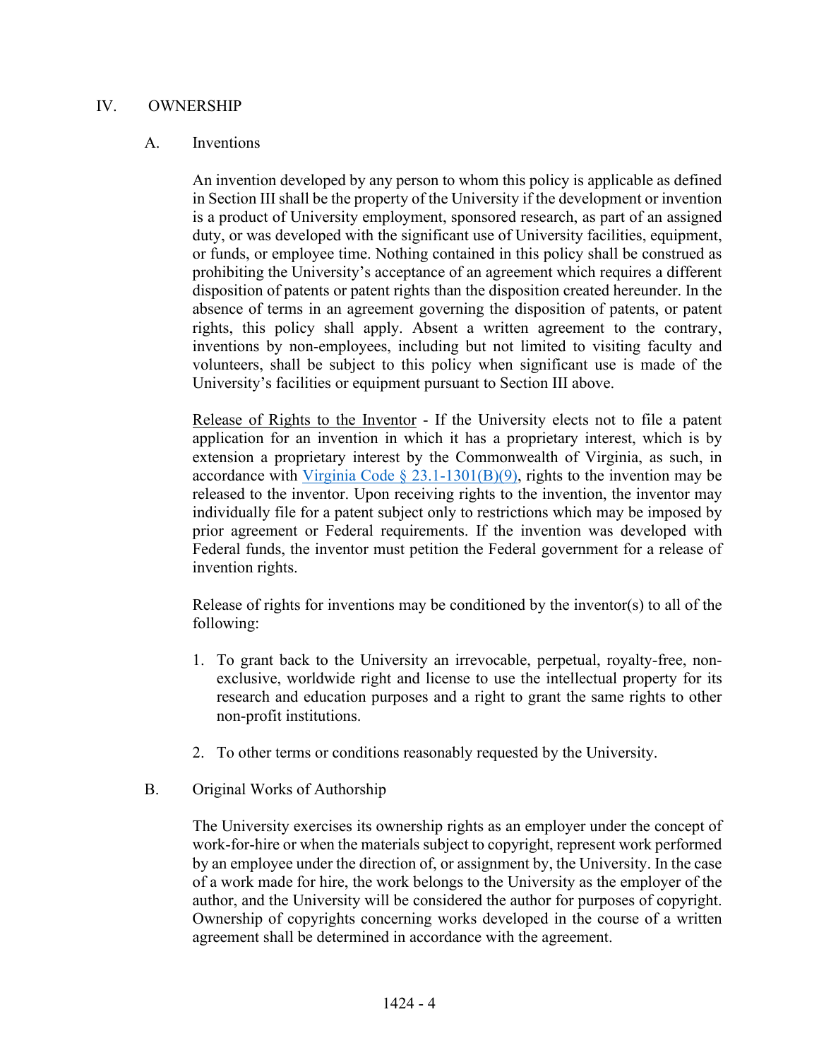## IV. OWNERSHIP

### A. Inventions

An invention developed by any person to whom this policy is applicable as defined in Section III shall be the property of the University if the development or invention is a product of University employment, sponsored research, as part of an assigned duty, or was developed with the significant use of University facilities, equipment, or funds, or employee time. Nothing contained in this policy shall be construed as prohibiting the University's acceptance of an agreement which requires a different disposition of patents or patent rights than the disposition created hereunder. In the absence of terms in an agreement governing the disposition of patents, or patent rights, this policy shall apply. Absent a written agreement to the contrary, inventions by non-employees, including but not limited to visiting faculty and volunteers, shall be subject to this policy when significant use is made of the University's facilities or equipment pursuant to Section III above.

Release of Rights to the Inventor - If the University elects not to file a patent application for an invention in which it has a proprietary interest, which is by extension a proprietary interest by the Commonwealth of Virginia, as such, in accordance with Virginia Code § 23.1-1301(B)(9), rights to the invention may be released to the inventor. Upon receiving rights to the invention, the inventor may individually file for a patent subject only to restrictions which may be imposed by prior agreement or Federal requirements. If the invention was developed with Federal funds, the inventor must petition the Federal government for a release of invention rights.

Release of rights for inventions may be conditioned by the inventor(s) to all of the following:

1. To grant back to the University an irrevocable, perpetual, royalty-free, non-exclusive, worldwide right and license to use the intellectual property for its research and education purposes and a right to grant the same rights to other non-profit institutions.
2. To other terms or conditions reasonably requested by the University.

### B. Original Works of Authorship

The University exercises its ownership rights as an employer under the concept of work-for-hire or when the materials subject to copyright, represent work performed by an employee under the direction of, or assignment by, the University. In the case of a work made for hire, the work belongs to the University as the employer of the author, and the University will be considered the author for purposes of copyright. Ownership of copyrights concerning works developed in the course of a written agreement shall be determined in accordance with the agreement.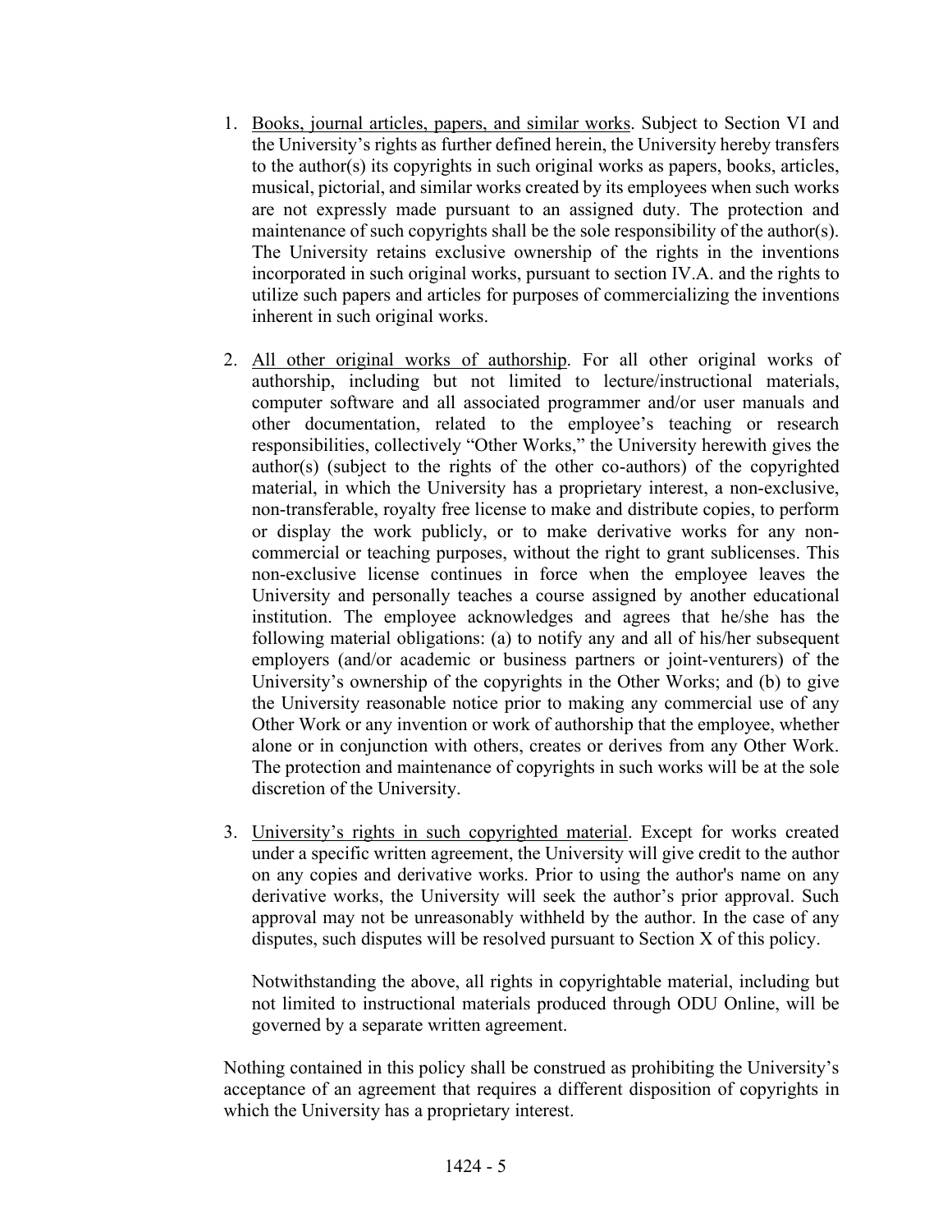1. Books, journal articles, papers, and similar works. Subject to Section VI and the University's rights as further defined herein, the University hereby transfers to the author(s) its copyrights in such original works as papers, books, articles, musical, pictorial, and similar works created by its employees when such works are not expressly made pursuant to an assigned duty. The protection and maintenance of such copyrights shall be the sole responsibility of the author(s). The University retains exclusive ownership of the rights in the inventions incorporated in such original works, pursuant to section IV.A. and the rights to utilize such papers and articles for purposes of commercializing the inventions inherent in such original works.

2. All other original works of authorship. For all other original works of authorship, including but not limited to lecture/instructional materials, computer software and all associated programmer and/or user manuals and other documentation, related to the employee's teaching or research responsibilities, collectively "Other Works," the University herewith gives the author(s) (subject to the rights of the other co-authors) of the copyrighted material, in which the University has a proprietary interest, a non-exclusive, non-transferable, royalty free license to make and distribute copies, to perform or display the work publicly, or to make derivative works for any non-commercial or teaching purposes, without the right to grant sublicenses. This non-exclusive license continues in force when the employee leaves the University and personally teaches a course assigned by another educational institution. The employee acknowledges and agrees that he/she has the following material obligations: (a) to notify any and all of his/her subsequent employers (and/or academic or business partners or joint-venturers) of the University's ownership of the copyrights in the Other Works; and (b) to give the University reasonable notice prior to making any commercial use of any Other Work or any invention or work of authorship that the employee, whether alone or in conjunction with others, creates or derives from any Other Work. The protection and maintenance of copyrights in such works will be at the sole discretion of the University.

3. University's rights in such copyrighted material. Except for works created under a specific written agreement, the University will give credit to the author on any copies and derivative works. Prior to using the author's name on any derivative works, the University will seek the author's prior approval. Such approval may not be unreasonably withheld by the author. In the case of any disputes, such disputes will be resolved pursuant to Section X of this policy.

   Notwithstanding the above, all rights in copyrightable material, including but not limited to instructional materials produced through ODU Online, will be governed by a separate written agreement.

Nothing contained in this policy shall be construed as prohibiting the University's acceptance of an agreement that requires a different disposition of copyrights in which the University has a proprietary interest.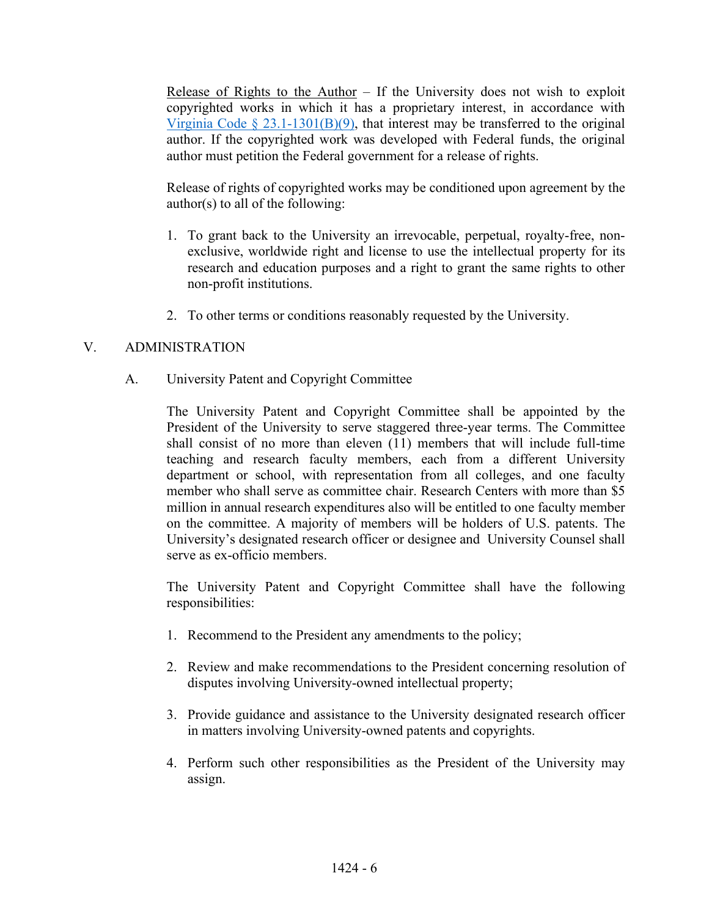Release of Rights to the Author – If the University does not wish to exploit copyrighted works in which it has a proprietary interest, in accordance with [Virginia Code § 23.1-1301(B)(9)](), that interest may be transferred to the original author. If the copyrighted work was developed with Federal funds, the original author must petition the Federal government for a release of rights.

Release of rights of copyrighted works may be conditioned upon agreement by the author(s) to all of the following:

1. To grant back to the University an irrevocable, perpetual, royalty-free, non-exclusive, worldwide right and license to use the intellectual property for its research and education purposes and a right to grant the same rights to other non-profit institutions.

2. To other terms or conditions reasonably requested by the University.

## V. ADMINISTRATION

### A. University Patent and Copyright Committee

The University Patent and Copyright Committee shall be appointed by the President of the University to serve staggered three-year terms. The Committee shall consist of no more than eleven (11) members that will include full-time teaching and research faculty members, each from a different University department or school, with representation from all colleges, and one faculty member who shall serve as committee chair. Research Centers with more than $5 million in annual research expenditures also will be entitled to one faculty member on the committee. A majority of members will be holders of U.S. patents. The University's designated research officer or designee and University Counsel shall serve as ex-officio members.

The University Patent and Copyright Committee shall have the following responsibilities:

1. Recommend to the President any amendments to the policy;

2. Review and make recommendations to the President concerning resolution of disputes involving University-owned intellectual property;

3. Provide guidance and assistance to the University designated research officer in matters involving University-owned patents and copyrights.

4. Perform such other responsibilities as the President of the University may assign.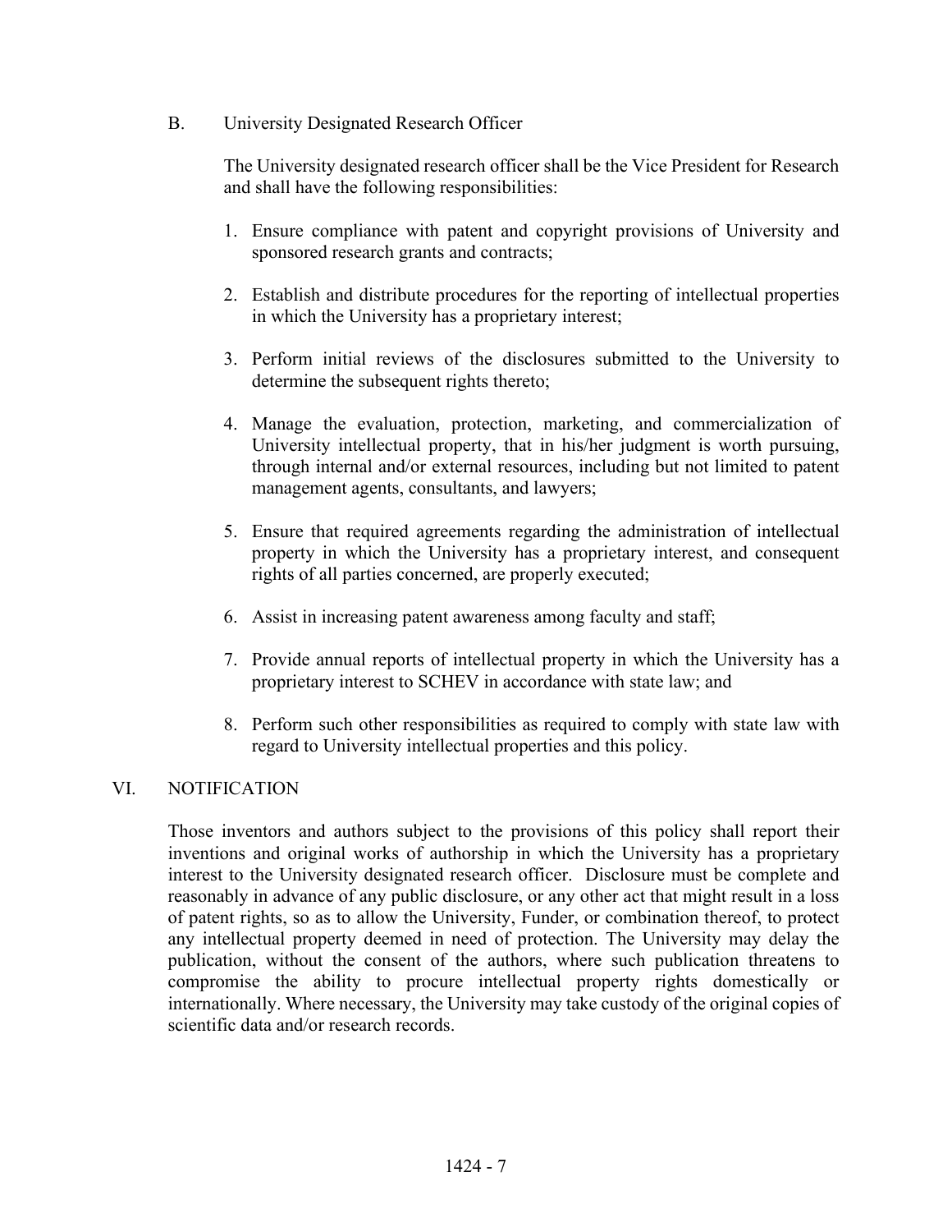### B. University Designated Research Officer

The University designated research officer shall be the Vice President for Research and shall have the following responsibilities:

1. Ensure compliance with patent and copyright provisions of University and sponsored research grants and contracts;
2. Establish and distribute procedures for the reporting of intellectual properties in which the University has a proprietary interest;
3. Perform initial reviews of the disclosures submitted to the University to determine the subsequent rights thereto;
4. Manage the evaluation, protection, marketing, and commercialization of University intellectual property, that in his/her judgment is worth pursuing, through internal and/or external resources, including but not limited to patent management agents, consultants, and lawyers;
5. Ensure that required agreements regarding the administration of intellectual property in which the University has a proprietary interest, and consequent rights of all parties concerned, are properly executed;
6. Assist in increasing patent awareness among faculty and staff;
7. Provide annual reports of intellectual property in which the University has a proprietary interest to SCHEV in accordance with state law; and
8. Perform such other responsibilities as required to comply with state law with regard to University intellectual properties and this policy.

## VI. NOTIFICATION

Those inventors and authors subject to the provisions of this policy shall report their inventions and original works of authorship in which the University has a proprietary interest to the University designated research officer. Disclosure must be complete and reasonably in advance of any public disclosure, or any other act that might result in a loss of patent rights, so as to allow the University, Funder, or combination thereof, to protect any intellectual property deemed in need of protection. The University may delay the publication, without the consent of the authors, where such publication threatens to compromise the ability to procure intellectual property rights domestically or internationally. Where necessary, the University may take custody of the original copies of scientific data and/or research records.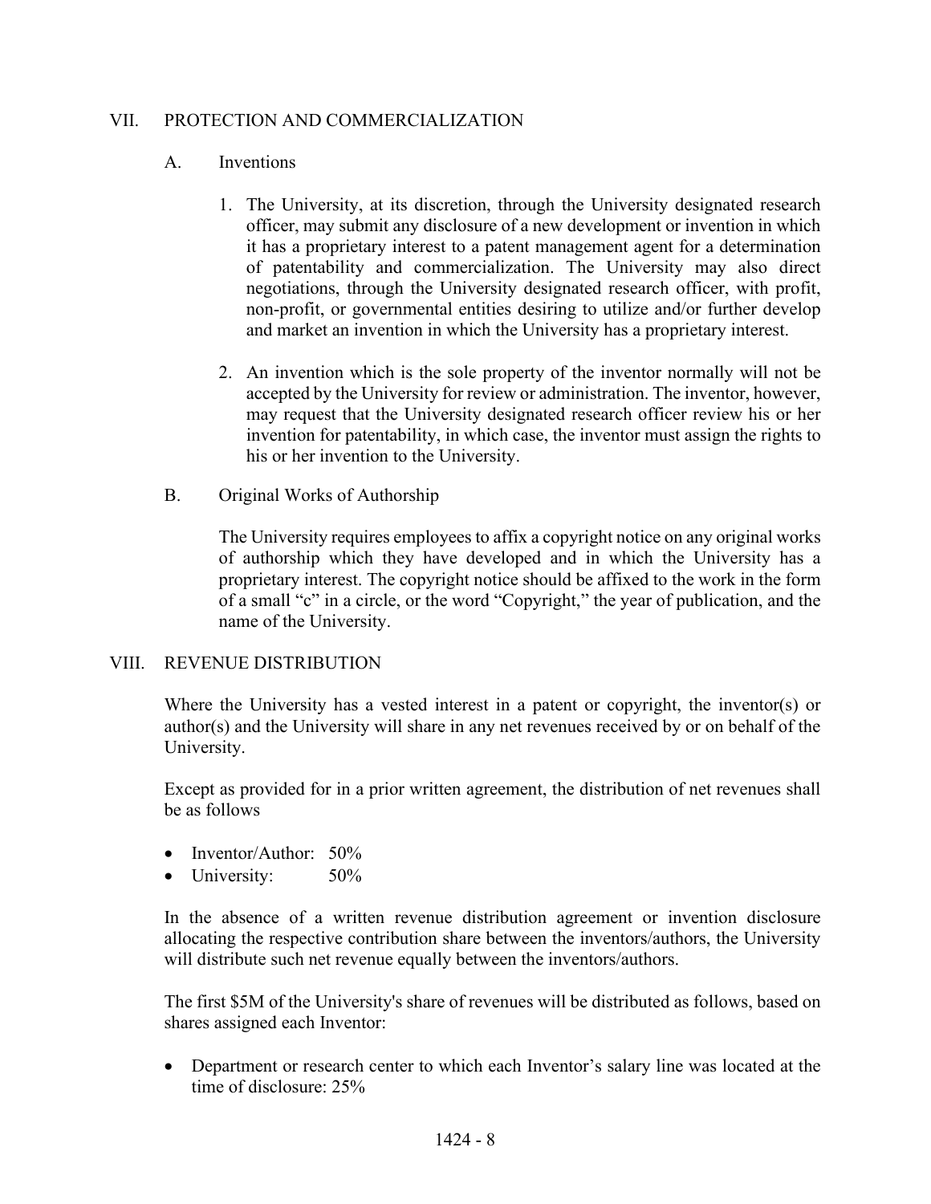## VII. PROTECTION AND COMMERCIALIZATION

### A. Inventions

1. The University, at its discretion, through the University designated research officer, may submit any disclosure of a new development or invention in which it has a proprietary interest to a patent management agent for a determination of patentability and commercialization. The University may also direct negotiations, through the University designated research officer, with profit, non-profit, or governmental entities desiring to utilize and/or further develop and market an invention in which the University has a proprietary interest.

2. An invention which is the sole property of the inventor normally will not be accepted by the University for review or administration. The inventor, however, may request that the University designated research officer review his or her invention for patentability, in which case, the inventor must assign the rights to his or her invention to the University.

### B. Original Works of Authorship

The University requires employees to affix a copyright notice on any original works of authorship which they have developed and in which the University has a proprietary interest. The copyright notice should be affixed to the work in the form of a small "c" in a circle, or the word "Copyright," the year of publication, and the name of the University.

## VIII. REVENUE DISTRIBUTION

Where the University has a vested interest in a patent or copyright, the inventor(s) or author(s) and the University will share in any net revenues received by or on behalf of the University.

Except as provided for in a prior written agreement, the distribution of net revenues shall be as follows

- Inventor/Author: 50%
- University: 50%

In the absence of a written revenue distribution agreement or invention disclosure allocating the respective contribution share between the inventors/authors, the University will distribute such net revenue equally between the inventors/authors.

The first $5M of the University's share of revenues will be distributed as follows, based on shares assigned each Inventor:

- Department or research center to which each Inventor's salary line was located at the time of disclosure: 25%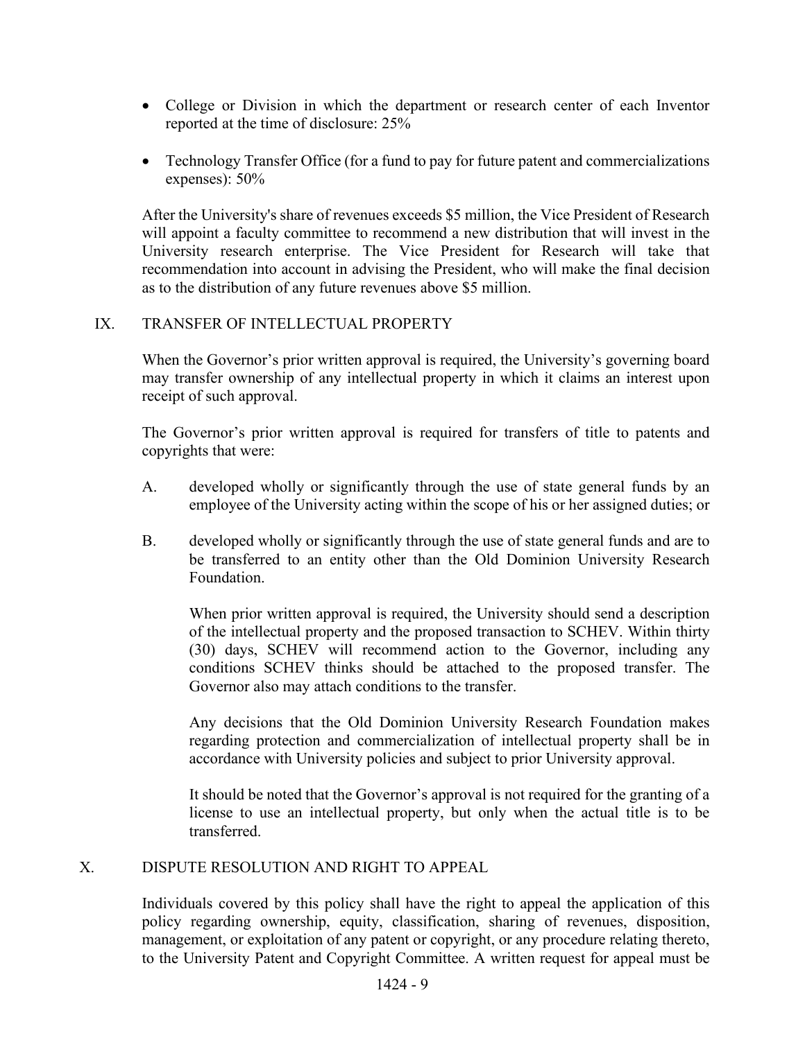- College or Division in which the department or research center of each Inventor reported at the time of disclosure: 25%

- Technology Transfer Office (for a fund to pay for future patent and commercializations expenses): 50%

After the University's share of revenues exceeds $5 million, the Vice President of Research will appoint a faculty committee to recommend a new distribution that will invest in the University research enterprise. The Vice President for Research will take that recommendation into account in advising the President, who will make the final decision as to the distribution of any future revenues above $5 million.

## IX. TRANSFER OF INTELLECTUAL PROPERTY

When the Governor's prior written approval is required, the University's governing board may transfer ownership of any intellectual property in which it claims an interest upon receipt of such approval.

The Governor's prior written approval is required for transfers of title to patents and copyrights that were:

A. developed wholly or significantly through the use of state general funds by an employee of the University acting within the scope of his or her assigned duties; or

B. developed wholly or significantly through the use of state general funds and are to be transferred to an entity other than the Old Dominion University Research Foundation.

When prior written approval is required, the University should send a description of the intellectual property and the proposed transaction to SCHEV. Within thirty (30) days, SCHEV will recommend action to the Governor, including any conditions SCHEV thinks should be attached to the proposed transfer. The Governor also may attach conditions to the transfer.

Any decisions that the Old Dominion University Research Foundation makes regarding protection and commercialization of intellectual property shall be in accordance with University policies and subject to prior University approval.

It should be noted that the Governor's approval is not required for the granting of a license to use an intellectual property, but only when the actual title is to be transferred.

## X. DISPUTE RESOLUTION AND RIGHT TO APPEAL

Individuals covered by this policy shall have the right to appeal the application of this policy regarding ownership, equity, classification, sharing of revenues, disposition, management, or exploitation of any patent or copyright, or any procedure relating thereto, to the University Patent and Copyright Committee. A written request for appeal must be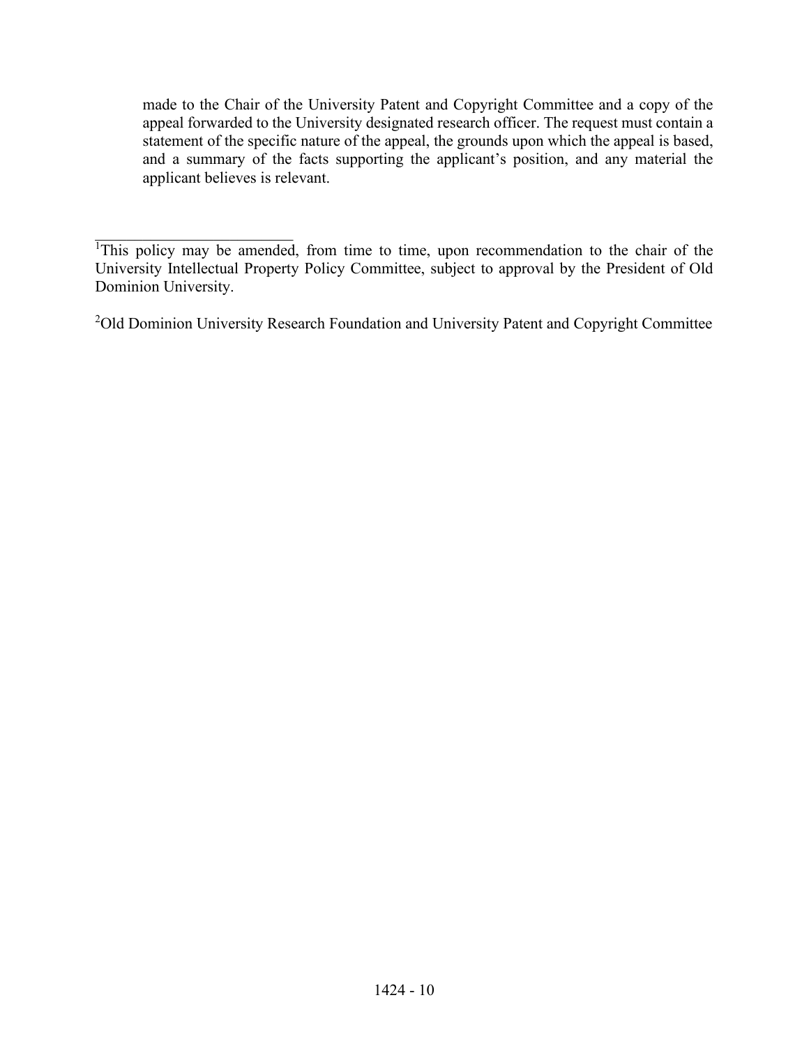made to the Chair of the University Patent and Copyright Committee and a copy of the appeal forwarded to the University designated research officer. The request must contain a statement of the specific nature of the appeal, the grounds upon which the appeal is based, and a summary of the facts supporting the applicant's position, and any material the applicant believes is relevant.

---

[1]This policy may be amended, from time to time, upon recommendation to the chair of the University Intellectual Property Policy Committee, subject to approval by the President of Old Dominion University.

[2]Old Dominion University Research Foundation and University Patent and Copyright Committee